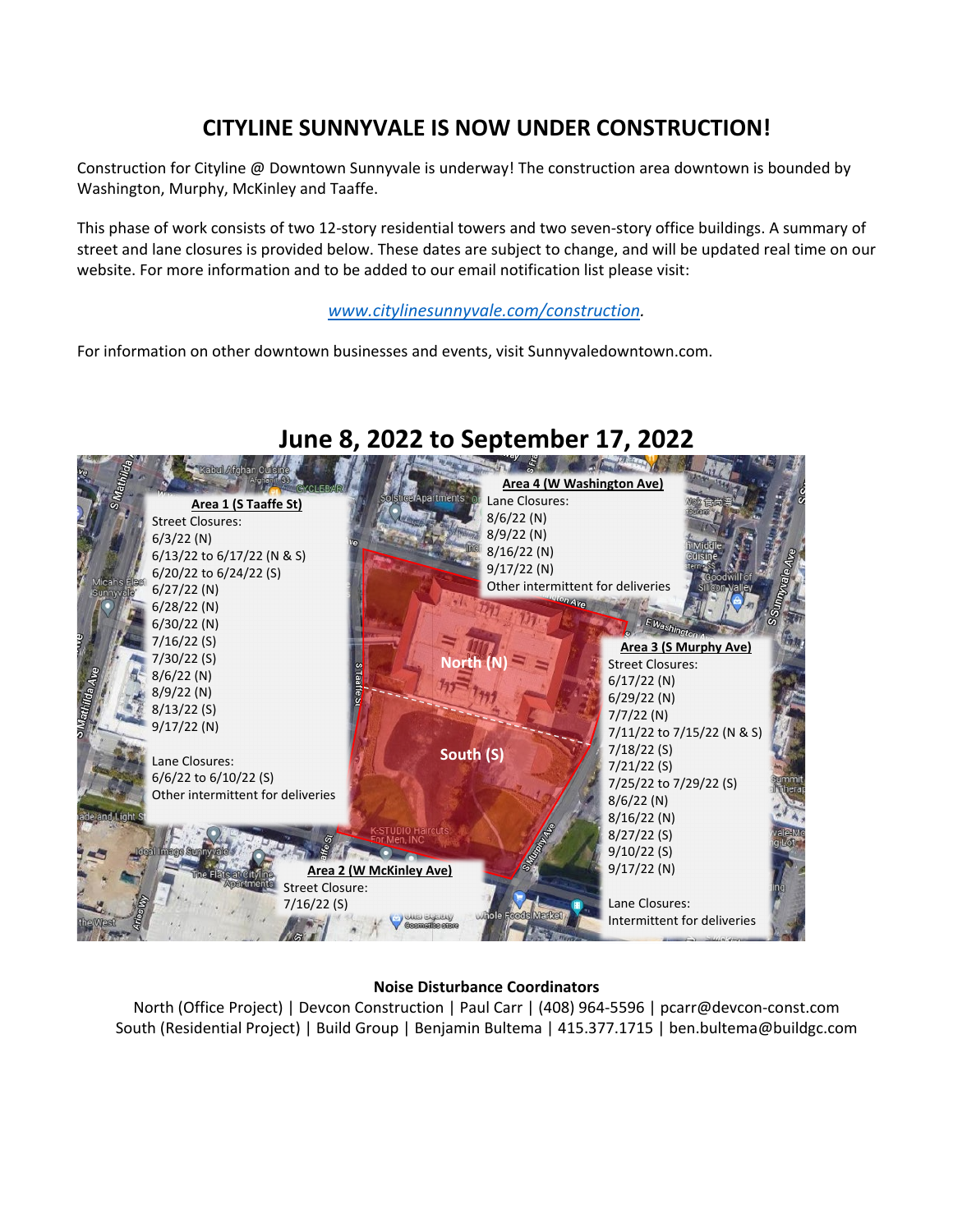# CITYLINE SUNNYVALE IS NOW UNDER CONSTRUCTION!

Construction for Cityline @ Downtown Sunnyvale is underway! The construction area downtown is bounded by Washington, Murphy, McKinley and Taaffe.

This phase of work consists of two 12-story residential towers and two seven-story office buildings. A summary of street and lane closures is provided below. These dates are subject to change, and will be updated real time on our website. For more information and to be added to our email notification list please visit:

*www.citylinesunnyvale.com/construction*.

For information on other downtown businesses and events, visit Sunnyvaledowntown.com.

## June 8, 2022 to September 17, 2022

**Area 1 (S Taaffe St)**

Street Closures:
6/3/22 (N)
6/13/22 to 6/17/22 (N & S)
6/20/22 to 6/24/22 (S)
6/27/22 (N)
6/28/22 (N)
6/30/22 (N)
7/16/22 (S)
7/30/22 (S)
8/6/22 (N)
8/9/22 (N)
8/13/22 (S)
9/17/22 (N)

Lane Closures:
6/6/22 to 6/10/22 (S)
Other intermittent for deliveries

**Area 2 (W McKinley Ave)**

Street Closure:
7/16/22 (S)

**Area 3 (S Murphy Ave)**

Street Closures:
6/17/22 (N)
6/29/22 (N)
7/7/22 (N)
7/11/22 to 7/15/22 (N & S)
7/18/22 (S)
7/21/22 (S)
7/25/22 to 7/29/22 (S)
8/6/22 (N)
8/16/22 (N)
8/27/22 (S)
9/10/22 (S)
9/17/22 (N)

Lane Closures:
Intermittent for deliveries

**Area 4 (W Washington Ave)**

Lane Closures:
8/6/22 (N)
8/9/22 (N)
8/16/22 (N)
9/17/22 (N)
Other intermittent for deliveries

**Noise Disturbance Coordinators**

North (Office Project) | Devcon Construction | Paul Carr | (408) 964-5596 | pcarr@devcon-const.com
South (Residential Project) | Build Group | Benjamin Bultema | 415.377.1715 | ben.bultema@buildgc.com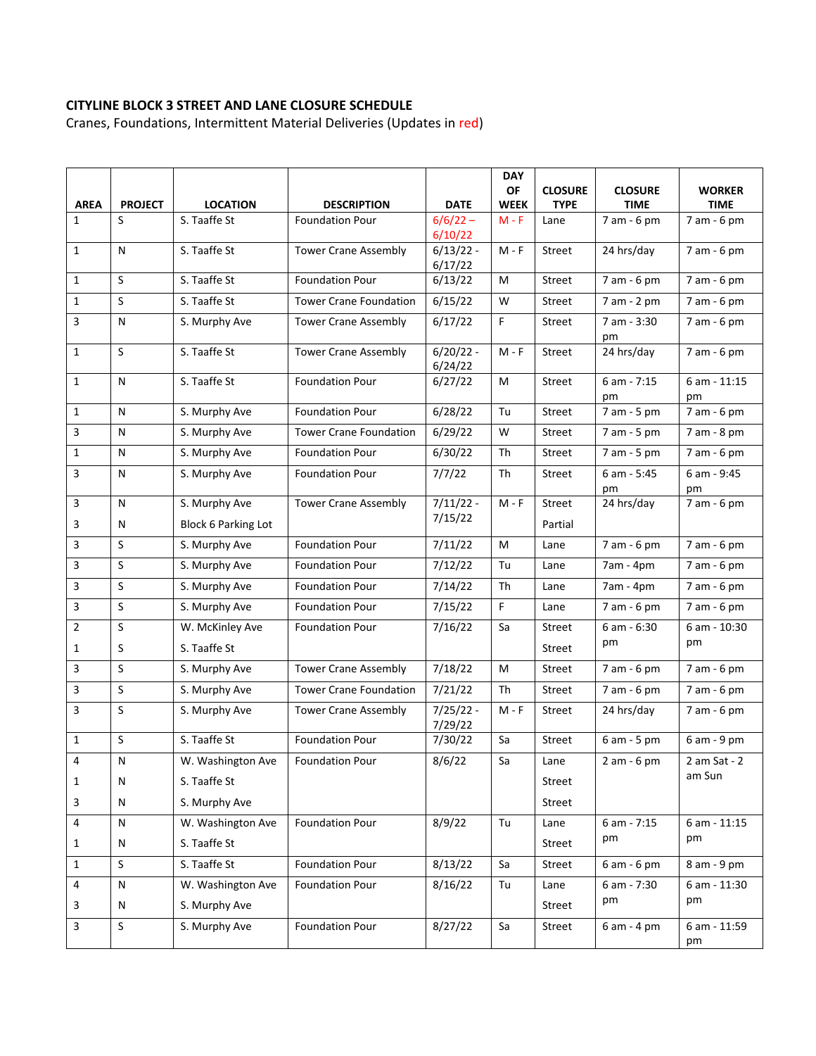**CITYLINE BLOCK 3 STREET AND LANE CLOSURE SCHEDULE**

Cranes, Foundations, Intermittent Material Deliveries (Updates in red)

| AREA | PROJECT | LOCATION | DESCRIPTION | DATE | DAY OF WEEK | CLOSURE TYPE | CLOSURE TIME | WORKER TIME |
|---|---|---|---|---|---|---|---|---|
| 1 | S | S. Taaffe St | Foundation Pour | 6/6/22 – 6/10/22 | M - F | Lane | 7 am - 6 pm | 7 am - 6 pm |
| 1 | N | S. Taaffe St | Tower Crane Assembly | 6/13/22 - 6/17/22 | M - F | Street | 24 hrs/day | 7 am - 6 pm |
| 1 | S | S. Taaffe St | Foundation Pour | 6/13/22 | M | Street | 7 am - 6 pm | 7 am - 6 pm |
| 1 | S | S. Taaffe St | Tower Crane Foundation | 6/15/22 | W | Street | 7 am - 2 pm | 7 am - 6 pm |
| 3 | N | S. Murphy Ave | Tower Crane Assembly | 6/17/22 | F | Street | 7 am - 3:30 pm | 7 am - 6 pm |
| 1 | S | S. Taaffe St | Tower Crane Assembly | 6/20/22 - 6/24/22 | M - F | Street | 24 hrs/day | 7 am - 6 pm |
| 1 | N | S. Taaffe St | Foundation Pour | 6/27/22 | M | Street | 6 am - 7:15 pm | 6 am - 11:15 pm |
| 1 | N | S. Murphy Ave | Foundation Pour | 6/28/22 | Tu | Street | 7 am - 5 pm | 7 am - 6 pm |
| 3 | N | S. Murphy Ave | Tower Crane Foundation | 6/29/22 | W | Street | 7 am - 5 pm | 7 am - 8 pm |
| 1 | N | S. Murphy Ave | Foundation Pour | 6/30/22 | Th | Street | 7 am - 5 pm | 7 am - 6 pm |
| 3 | N | S. Murphy Ave | Foundation Pour | 7/7/22 | Th | Street | 6 am - 5:45 pm | 6 am - 9:45 pm |
| 3<br>3 | N<br>N | S. Murphy Ave<br>Block 6 Parking Lot | Tower Crane Assembly | 7/11/22 - 7/15/22 | M - F | Street<br>Partial | 24 hrs/day | 7 am - 6 pm |
| 3 | S | S. Murphy Ave | Foundation Pour | 7/11/22 | M | Lane | 7 am - 6 pm | 7 am - 6 pm |
| 3 | S | S. Murphy Ave | Foundation Pour | 7/12/22 | Tu | Lane | 7am - 4pm | 7 am - 6 pm |
| 3 | S | S. Murphy Ave | Foundation Pour | 7/14/22 | Th | Lane | 7am - 4pm | 7 am - 6 pm |
| 3 | S | S. Murphy Ave | Foundation Pour | 7/15/22 | F | Lane | 7 am - 6 pm | 7 am - 6 pm |
| 2<br>1 | S<br>S | W. McKinley Ave<br>S. Taaffe St | Foundation Pour | 7/16/22 | Sa | Street<br>Street | 6 am - 6:30 pm | 6 am - 10:30 pm |
| 3 | S | S. Murphy Ave | Tower Crane Assembly | 7/18/22 | M | Street | 7 am - 6 pm | 7 am - 6 pm |
| 3 | S | S. Murphy Ave | Tower Crane Foundation | 7/21/22 | Th | Street | 7 am - 6 pm | 7 am - 6 pm |
| 3 | S | S. Murphy Ave | Tower Crane Assembly | 7/25/22 - 7/29/22 | M - F | Street | 24 hrs/day | 7 am - 6 pm |
| 1 | S | S. Taaffe St | Foundation Pour | 7/30/22 | Sa | Street | 6 am - 5 pm | 6 am - 9 pm |
| 4<br>1<br>3 | N<br>N<br>N | W. Washington Ave<br>S. Taaffe St<br>S. Murphy Ave | Foundation Pour | 8/6/22 | Sa | Lane<br>Street<br>Street | 2 am - 6 pm | 2 am Sat - 2 am Sun |
| 4<br>1 | N<br>N | W. Washington Ave<br>S. Taaffe St | Foundation Pour | 8/9/22 | Tu | Lane<br>Street | 6 am - 7:15 pm | 6 am - 11:15 pm |
| 1 | S | S. Taaffe St | Foundation Pour | 8/13/22 | Sa | Street | 6 am - 6 pm | 8 am - 9 pm |
| 4<br>3 | N<br>N | W. Washington Ave<br>S. Murphy Ave | Foundation Pour | 8/16/22 | Tu | Lane<br>Street | 6 am - 7:30 pm | 6 am - 11:30 pm |
| 3 | S | S. Murphy Ave | Foundation Pour | 8/27/22 | Sa | Street | 6 am - 4 pm | 6 am - 11:59 pm |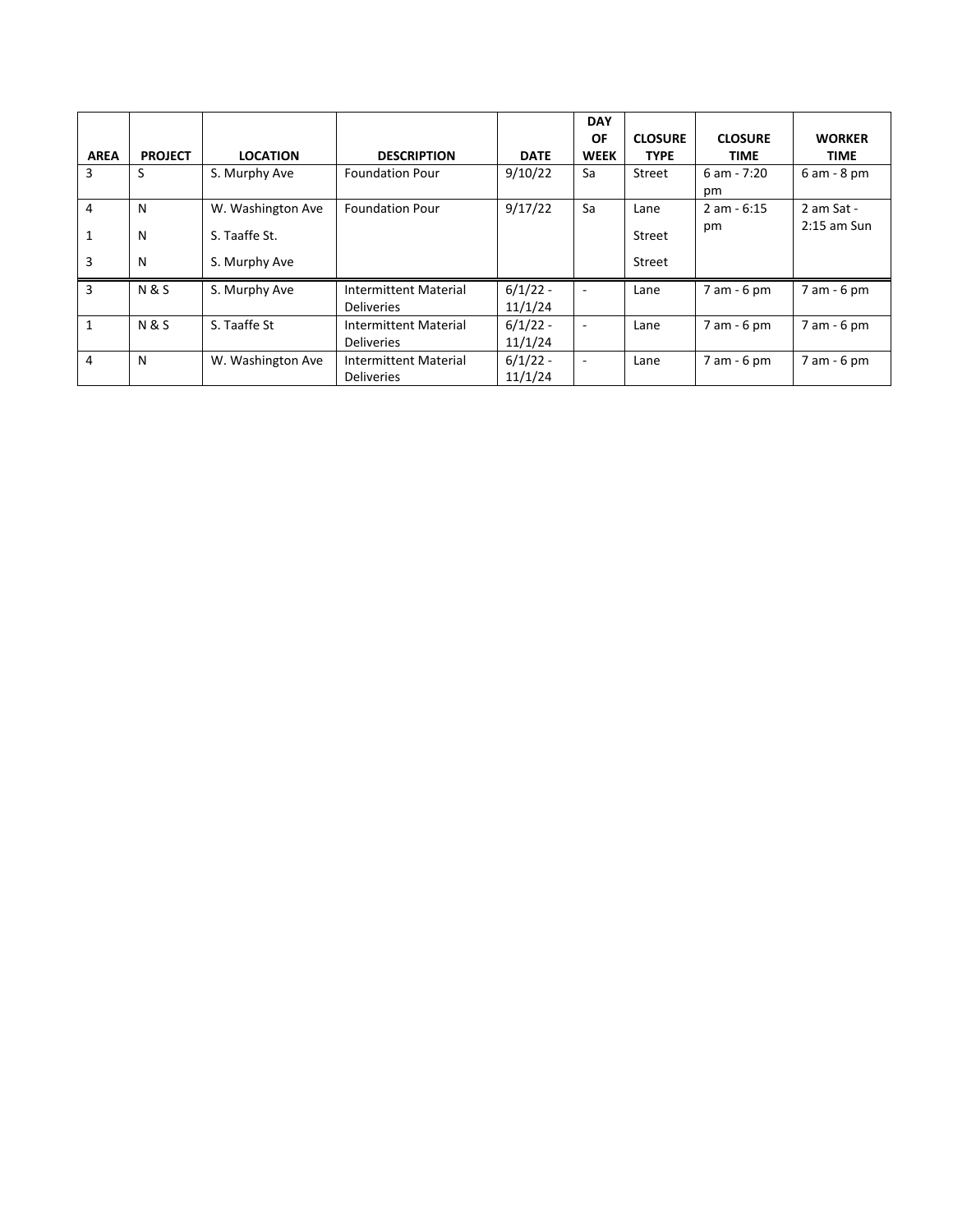| AREA | PROJECT | LOCATION | DESCRIPTION | DATE | DAY OF WEEK | CLOSURE TYPE | CLOSURE TIME | WORKER TIME |
|---|---|---|---|---|---|---|---|---|
| 3 | S | S. Murphy Ave | Foundation Pour | 9/10/22 | Sa | Street | 6 am - 7:20 pm | 6 am - 8 pm |
| 4 | N | W. Washington Ave | Foundation Pour | 9/17/22 | Sa | Lane | 2 am - 6:15 pm | 2 am Sat - 2:15 am Sun |
| 1 | N | S. Taaffe St. | | | | Street | | |
| 3 | N | S. Murphy Ave | | | | Street | | |
| 3 | N & S | S. Murphy Ave | Intermittent Material Deliveries | 6/1/22 - 11/1/24 | - | Lane | 7 am - 6 pm | 7 am - 6 pm |
| 1 | N & S | S. Taaffe St | Intermittent Material Deliveries | 6/1/22 - 11/1/24 | - | Lane | 7 am - 6 pm | 7 am - 6 pm |
| 4 | N | W. Washington Ave | Intermittent Material Deliveries | 6/1/22 - 11/1/24 | - | Lane | 7 am - 6 pm | 7 am - 6 pm |